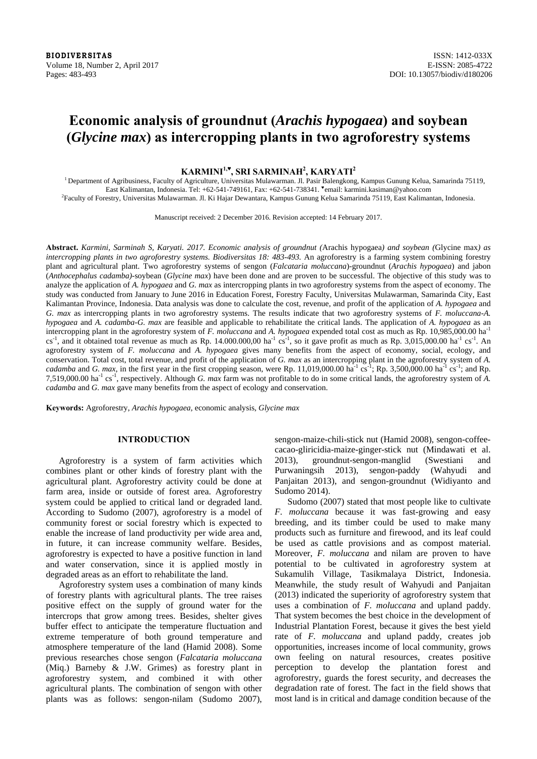# Economic analysis of groundnut (*Arachis hypogaea*) and soybean (*Glycine max*) as intercropping plants in two agroforestry systems

**KARMINI[1,♥], SRI SARMINAH[2], KARYATI[2]**

[1] Department of Agribusiness, Faculty of Agriculture, Universitas Mulawarman. Jl. Pasir Balengkong, Kampus Gunung Kelua, Samarinda 75119, East Kalimantan, Indonesia. Tel: +62-541-749161, Fax: +62-541-738341. ♥email: karmini.kasiman@yahoo.com

[2] Faculty of Forestry, Universitas Mulawarman. Jl. Ki Hajar Dewantara, Kampus Gunung Kelua Samarinda 75119, East Kalimantan, Indonesia.

Manuscript received: 2 December 2016. Revision accepted: 14 February 2017.

**Abstract.** *Karmini, Sarminah S, Karyati. 2017. Economic analysis of groundnut (*Arachis hypogaea*) and soybean (*Glycine max*) as intercropping plants in two agroforestry systems. Biodiversitas 18: 483-493.* An agroforestry is a farming system combining forestry plant and agricultural plant. Two agroforestry systems of sengon (*Falcataria moluccana*)-groundnut (*Arachis hypogaea*) and jabon (*Anthocephalus cadamba*)-soybean (*Glycine max*) have been done and are proven to be successful. The objective of this study was to analyze the application of *A. hypogaea* and *G. max* as intercropping plants in two agroforestry systems from the aspect of economy. The study was conducted from January to June 2016 in Education Forest, Forestry Faculty, Universitas Mulawarman, Samarinda City, East Kalimantan Province, Indonesia. Data analysis was done to calculate the cost, revenue, and profit of the application of *A. hypogaea* and *G. max* as intercropping plants in two agroforestry systems. The results indicate that two agroforestry systems of *F. moluccana-A. hypogaea* and *A. cadamba-G. max* are feasible and applicable to rehabilitate the critical lands. The application of *A. hypogaea* as an intercropping plant in the agroforestry system of *F. moluccana* and *A. hypogaea* expended total cost as much as Rp. 10,985,000.00 ha$^{-1}$ cs$^{-1}$, and it obtained total revenue as much as Rp. 14.000.000,00 ha$^{-1}$ cs$^{-1}$, so it gave profit as much as Rp. 3,015,000.00 ha$^{-1}$ cs$^{-1}$. An agroforestry system of *F. moluccana* and *A. hypogaea* gives many benefits from the aspect of economy, social, ecology, and conservation. Total cost, total revenue, and profit of the application of *G. max* as an intercropping plant in the agroforestry system of *A. cadamba* and *G. max*, in the first year in the first cropping season, were Rp. 11,019,000.00 ha$^{-1}$ cs$^{-1}$; Rp. 3,500,000.00 ha$^{-1}$ cs$^{-1}$; and Rp. 7,519,000.00 ha$^{-1}$ cs$^{-1}$, respectively. Although *G. max* farm was not profitable to do in some critical lands, the agroforestry system of *A. cadamba* and *G. max* gave many benefits from the aspect of ecology and conservation.

**Keywords:** Agroforestry, *Arachis hypogaea*, economic analysis, *Glycine max*

## INTRODUCTION

Agroforestry is a system of farm activities which combines plant or other kinds of forestry plant with the agricultural plant. Agroforestry activity could be done at farm area, inside or outside of forest area. Agroforestry system could be applied to critical land or degraded land. According to Sudomo (2007), agroforestry is a model of community forest or social forestry which is expected to enable the increase of land productivity per wide area and, in future, it can increase community welfare. Besides, agroforestry is expected to have a positive function in land and water conservation, since it is applied mostly in degraded areas as an effort to rehabilitate the land.

Agroforestry system uses a combination of many kinds of forestry plants with agricultural plants. The tree raises positive effect on the supply of ground water for the intercrops that grow among trees. Besides, shelter gives buffer effect to anticipate the temperature fluctuation and extreme temperature of both ground temperature and atmosphere temperature of the land (Hamid 2008). Some previous researches chose sengon (*Falcataria moluccana* (Miq.) Barneby & J.W. Grimes) as forestry plant in agroforestry system, and combined it with other agricultural plants. The combination of sengon with other plants was as follows: sengon-nilam (Sudomo 2007), sengon-maize-chili-stick nut (Hamid 2008), sengon-coffee-cacao-gliricidia-maize-ginger-stick nut (Mindawati et al. 2013), groundnut-sengon-manglid (Swestiani and Purwaningsih 2013), sengon-paddy (Wahyudi and Panjaitan 2013), and sengon-groundnut (Widiyanto and Sudomo 2014).

Sudomo (2007) stated that most people like to cultivate *F. moluccana* because it was fast-growing and easy breeding, and its timber could be used to make many products such as furniture and firewood, and its leaf could be used as cattle provisions and as compost material. Moreover, *F. moluccana* and nilam are proven to have potential to be cultivated in agroforestry system at Sukamulih Village, Tasikmalaya District, Indonesia. Meanwhile, the study result of Wahyudi and Panjaitan (2013) indicated the superiority of agroforestry system that uses a combination of *F. moluccana* and upland paddy. That system becomes the best choice in the development of Industrial Plantation Forest, because it gives the best yield rate of *F. moluccana* and upland paddy, creates job opportunities, increases income of local community, grows own feeling on natural resources, creates positive perception to develop the plantation forest and agroforestry, guards the forest security, and decreases the degradation rate of forest. The fact in the field shows that most land is in critical and damage condition because of the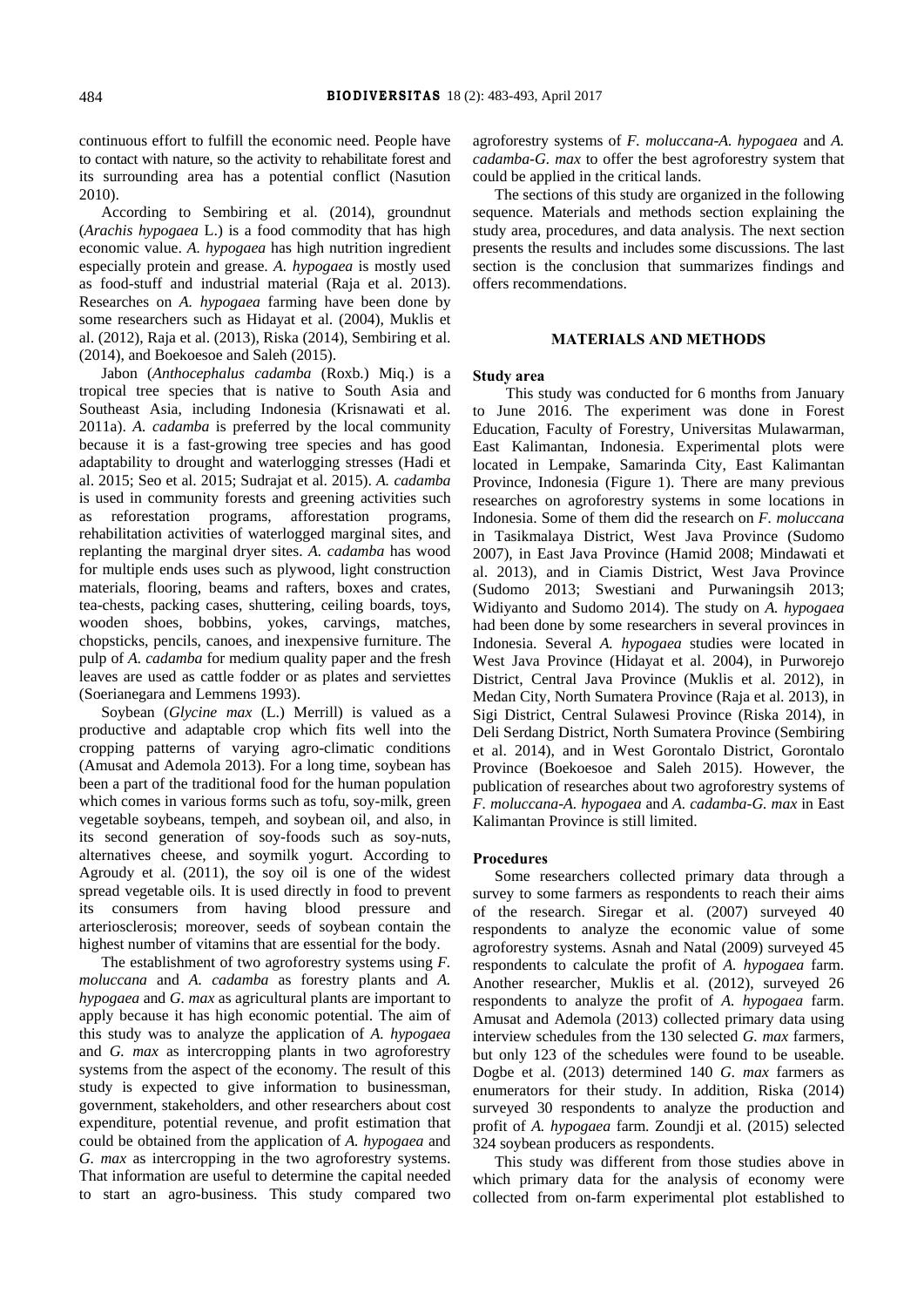continuous effort to fulfill the economic need. People have to contact with nature, so the activity to rehabilitate forest and its surrounding area has a potential conflict (Nasution 2010).

According to Sembiring et al. (2014), groundnut (*Arachis hypogaea* L.) is a food commodity that has high economic value. *A. hypogaea* has high nutrition ingredient especially protein and grease. *A. hypogaea* is mostly used as food-stuff and industrial material (Raja et al. 2013). Researches on *A. hypogaea* farming have been done by some researchers such as Hidayat et al. (2004), Muklis et al. (2012), Raja et al. (2013), Riska (2014), Sembiring et al. (2014), and Boekoesoe and Saleh (2015).

Jabon (*Anthocephalus cadamba* (Roxb.) Miq.) is a tropical tree species that is native to South Asia and Southeast Asia, including Indonesia (Krisnawati et al. 2011a). *A. cadamba* is preferred by the local community because it is a fast-growing tree species and has good adaptability to drought and waterlogging stresses (Hadi et al. 2015; Seo et al. 2015; Sudrajat et al. 2015). *A. cadamba* is used in community forests and greening activities such as reforestation programs, afforestation programs, rehabilitation activities of waterlogged marginal sites, and replanting the marginal dryer sites. *A. cadamba* has wood for multiple ends uses such as plywood, light construction materials, flooring, beams and rafters, boxes and crates, tea-chests, packing cases, shuttering, ceiling boards, toys, wooden shoes, bobbins, yokes, carvings, matches, chopsticks, pencils, canoes, and inexpensive furniture. The pulp of *A. cadamba* for medium quality paper and the fresh leaves are used as cattle fodder or as plates and serviettes (Soerianegara and Lemmens 1993).

Soybean (*Glycine max* (L.) Merrill) is valued as a productive and adaptable crop which fits well into the cropping patterns of varying agro-climatic conditions (Amusat and Ademola 2013). For a long time, soybean has been a part of the traditional food for the human population which comes in various forms such as tofu, soy-milk, green vegetable soybeans, tempeh, and soybean oil, and also, in its second generation of soy-foods such as soy-nuts, alternatives cheese, and soymilk yogurt. According to Agroudy et al. (2011), the soy oil is one of the widest spread vegetable oils. It is used directly in food to prevent its consumers from having blood pressure and arteriosclerosis; moreover, seeds of soybean contain the highest number of vitamins that are essential for the body.

The establishment of two agroforestry systems using *F. moluccana* and *A. cadamba* as forestry plants and *A. hypogaea* and *G. max* as agricultural plants are important to apply because it has high economic potential. The aim of this study was to analyze the application of *A. hypogaea* and *G. max* as intercropping plants in two agroforestry systems from the aspect of the economy. The result of this study is expected to give information to businessman, government, stakeholders, and other researchers about cost expenditure, potential revenue, and profit estimation that could be obtained from the application of *A. hypogaea* and *G. max* as intercropping in the two agroforestry systems. That information are useful to determine the capital needed to start an agro-business. This study compared two agroforestry systems of *F. moluccana*-*A. hypogaea* and *A. cadamba*-*G. max* to offer the best agroforestry system that could be applied in the critical lands.

The sections of this study are organized in the following sequence. Materials and methods section explaining the study area, procedures, and data analysis. The next section presents the results and includes some discussions. The last section is the conclusion that summarizes findings and offers recommendations.

## MATERIALS AND METHODS

### Study area

This study was conducted for 6 months from January to June 2016. The experiment was done in Forest Education, Faculty of Forestry, Universitas Mulawarman, East Kalimantan, Indonesia. Experimental plots were located in Lempake, Samarinda City, East Kalimantan Province, Indonesia (Figure 1). There are many previous researches on agroforestry systems in some locations in Indonesia. Some of them did the research on *F. moluccana* in Tasikmalaya District, West Java Province (Sudomo 2007), in East Java Province (Hamid 2008; Mindawati et al. 2013), and in Ciamis District, West Java Province (Sudomo 2013; Swestiani and Purwaningsih 2013; Widiyanto and Sudomo 2014). The study on *A. hypogaea* had been done by some researchers in several provinces in Indonesia. Several *A. hypogaea* studies were located in West Java Province (Hidayat et al. 2004), in Purworejo District, Central Java Province (Muklis et al. 2012), in Medan City, North Sumatera Province (Raja et al. 2013), in Sigi District, Central Sulawesi Province (Riska 2014), in Deli Serdang District, North Sumatera Province (Sembiring et al. 2014), and in West Gorontalo District, Gorontalo Province (Boekoesoe and Saleh 2015). However, the publication of researches about two agroforestry systems of *F. moluccana*-*A. hypogaea* and *A. cadamba*-*G. max* in East Kalimantan Province is still limited.

### Procedures

Some researchers collected primary data through a survey to some farmers as respondents to reach their aims of the research. Siregar et al. (2007) surveyed 40 respondents to analyze the economic value of some agroforestry systems. Asnah and Natal (2009) surveyed 45 respondents to calculate the profit of *A. hypogaea* farm. Another researcher, Muklis et al. (2012), surveyed 26 respondents to analyze the profit of *A. hypogaea* farm. Amusat and Ademola (2013) collected primary data using interview schedules from the 130 selected *G. max* farmers, but only 123 of the schedules were found to be useable. Dogbe et al. (2013) determined 140 *G. max* farmers as enumerators for their study. In addition, Riska (2014) surveyed 30 respondents to analyze the production and profit of *A. hypogaea* farm. Zoundji et al. (2015) selected 324 soybean producers as respondents.

This study was different from those studies above in which primary data for the analysis of economy were collected from on-farm experimental plot established to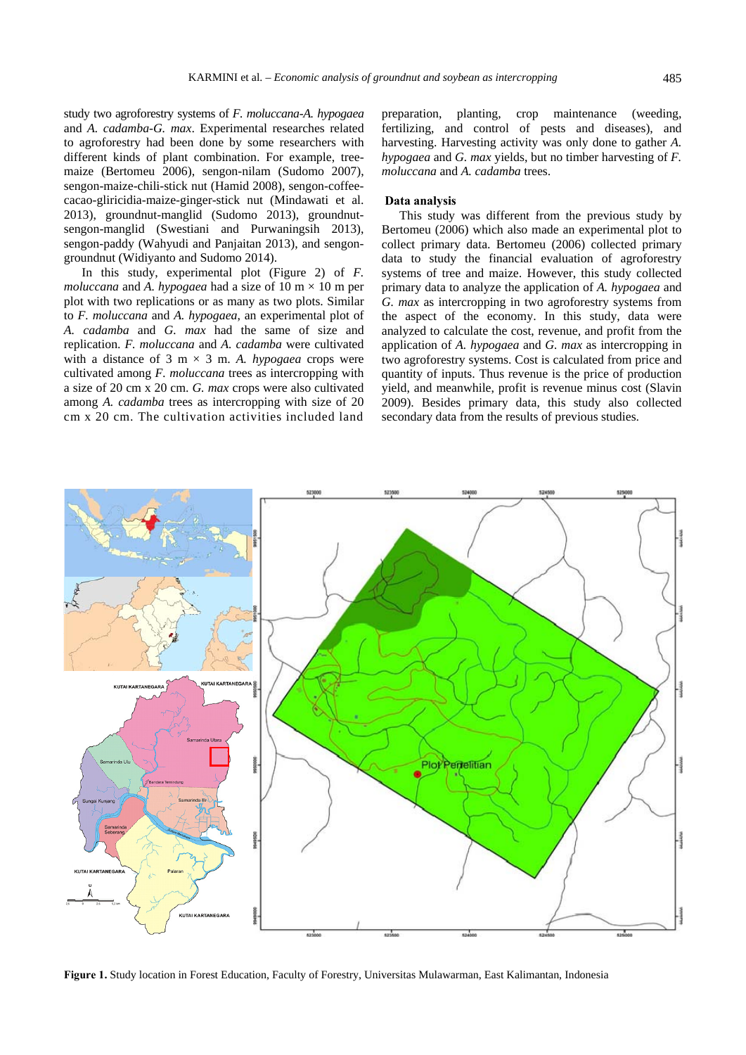study two agroforestry systems of *F. moluccana-A. hypogaea* and *A. cadamba-G. max*. Experimental researches related to agroforestry had been done by some researchers with different kinds of plant combination. For example, tree-maize (Bertomeu 2006), sengon-nilam (Sudomo 2007), sengon-maize-chili-stick nut (Hamid 2008), sengon-coffee-cacao-gliricidia-maize-ginger-stick nut (Mindawati et al. 2013), groundnut-manglid (Sudomo 2013), groundnut-sengon-manglid (Swestiani and Purwaningsih 2013), sengon-paddy (Wahyudi and Panjaitan 2013), and sengon-groundnut (Widiyanto and Sudomo 2014).

In this study, experimental plot (Figure 2) of *F. moluccana* and *A. hypogaea* had a size of 10 m × 10 m per plot with two replications or as many as two plots. Similar to *F. moluccana* and *A. hypogaea*, an experimental plot of *A. cadamba* and *G. max* had the same of size and replication. *F. moluccana* and *A. cadamba* were cultivated with a distance of 3 m × 3 m. *A. hypogaea* crops were cultivated among *F. moluccana* trees as intercropping with a size of 20 cm x 20 cm. *G. max* crops were also cultivated among *A. cadamba* trees as intercropping with size of 20 cm x 20 cm. The cultivation activities included land preparation, planting, crop maintenance (weeding, fertilizing, and control of pests and diseases), and harvesting. Harvesting activity was only done to gather *A. hypogaea* and *G. max* yields, but no timber harvesting of *F. moluccana* and *A. cadamba* trees.

## Data analysis

This study was different from the previous study by Bertomeu (2006) which also made an experimental plot to collect primary data. Bertomeu (2006) collected primary data to study the financial evaluation of agroforestry systems of tree and maize. However, this study collected primary data to analyze the application of *A. hypogaea* and *G. max* as intercropping in two agroforestry systems from the aspect of the economy. In this study, data were analyzed to calculate the cost, revenue, and profit from the application of *A. hypogaea* and *G. max* as intercropping in two agroforestry systems. Cost is calculated from price and quantity of inputs. Thus revenue is the price of production yield, and meanwhile, profit is revenue minus cost (Slavin 2009). Besides primary data, this study also collected secondary data from the results of previous studies.

**Figure 1.** Study location in Forest Education, Faculty of Forestry, Universitas Mulawarman, East Kalimantan, Indonesia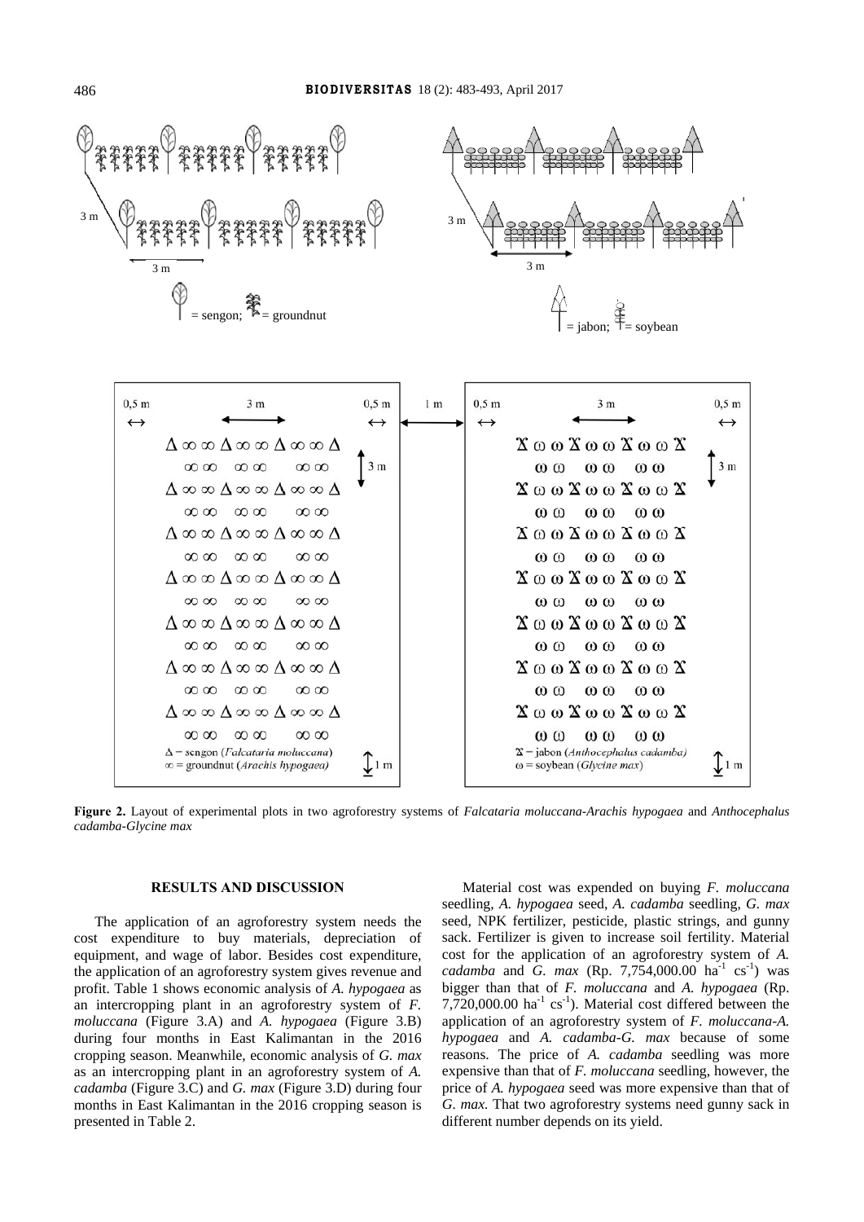**Figure 2.** Layout of experimental plots in two agroforestry systems of *Falcataria moluccana-Arachis hypogaea* and *Anthocephalus cadamba-Glycine max*

## RESULTS AND DISCUSSION

The application of an agroforestry system needs the cost expenditure to buy materials, depreciation of equipment, and wage of labor. Besides cost expenditure, the application of an agroforestry system gives revenue and profit. Table 1 shows economic analysis of *A. hypogaea* as an intercropping plant in an agroforestry system of *F. moluccana* (Figure 3.A) and *A. hypogaea* (Figure 3.B) during four months in East Kalimantan in the 2016 cropping season. Meanwhile, economic analysis of *G. max* as an intercropping plant in an agroforestry system of *A. cadamba* (Figure 3.C) and *G. max* (Figure 3.D) during four months in East Kalimantan in the 2016 cropping season is presented in Table 2.

Material cost was expended on buying *F. moluccana* seedling, *A. hypogaea* seed, *A. cadamba* seedling, *G. max* seed, NPK fertilizer, pesticide, plastic strings, and gunny sack. Fertilizer is given to increase soil fertility. Material cost for the application of an agroforestry system of *A. cadamba* and *G. max* (Rp. 7,754,000.00 $ha^{-1}$ $cs^{-1}$) was bigger than that of *F. moluccana* and *A. hypogaea* (Rp. 7,720,000.00 $ha^{-1}$ $cs^{-1}$). Material cost differed between the application of an agroforestry system of *F. moluccana*-*A. hypogaea* and *A. cadamba*-*G. max* because of some reasons. The price of *A. cadamba* seedling was more expensive than that of *F. moluccana* seedling, however, the price of *A. hypogaea* seed was more expensive than that of *G. max*. That two agroforestry systems need gunny sack in different number depends on its yield.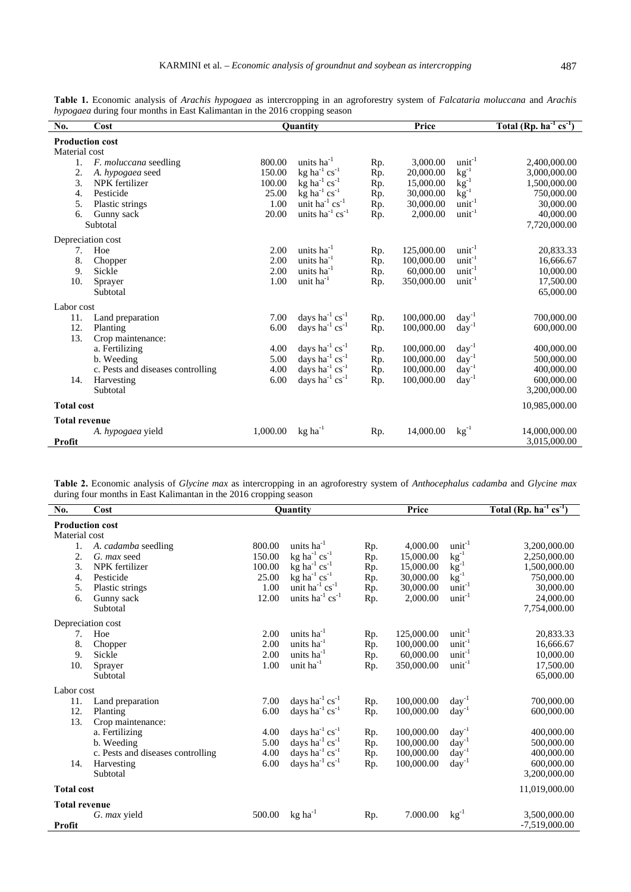**Table 1.** Economic analysis of *Arachis hypogaea* as intercropping in an agroforestry system of *Falcataria moluccana* and *Arachis hypogaea* during four months in East Kalimantan in the 2016 cropping season

| No. | Cost | Quantity | | | Price | | Total (Rp. $ha^{-1}$ $cs^{-1}$) |
|---|---|---|---|---|---|---|---|
| **Production cost** | | | | | | | |
| Material cost | | | | | | | |
| 1. | *F. moluccana* seedling | 800.00 | units $ha^{-1}$ | Rp. | 3,000.00 | $unit^{-1}$ | 2,400,000.00 |
| 2. | *A. hypogaea* seed | 150.00 | kg $ha^{-1}$ $cs^{-1}$ | Rp. | 20,000.00 | $kg^{-1}$ | 3,000,000.00 |
| 3. | NPK fertilizer | 100.00 | kg $ha^{-1}$ $cs^{-1}$ | Rp. | 15,000.00 | $kg^{-1}$ | 1,500,000.00 |
| 4. | Pesticide | 25.00 | kg $ha^{-1}$ $cs^{-1}$ | Rp. | 30,000.00 | $kg^{-1}$ | 750,000.00 |
| 5. | Plastic strings | 1.00 | unit $ha^{-1}$ $cs^{-1}$ | Rp. | 30,000.00 | $unit^{-1}$ | 30,000.00 |
| 6. | Gunny sack | 20.00 | units $ha^{-1}$ $cs^{-1}$ | Rp. | 2,000.00 | $unit^{-1}$ | 40,000.00 |
| | Subtotal | | | | | | 7,720,000.00 |
| Depreciation cost | | | | | | | |
| 7. | Hoe | 2.00 | units $ha^{-1}$ | Rp. | 125,000.00 | $unit^{-1}$ | 20,833.33 |
| 8. | Chopper | 2.00 | units $ha^{-1}$ | Rp. | 100,000.00 | $unit^{-1}$ | 16,666.67 |
| 9. | Sickle | 2.00 | units $ha^{-1}$ | Rp. | 60,000.00 | $unit^{-1}$ | 10,000.00 |
| 10. | Sprayer | 1.00 | unit $ha^{-1}$ | Rp. | 350,000.00 | $unit^{-1}$ | 17,500.00 |
| | Subtotal | | | | | | 65,000.00 |
| Labor cost | | | | | | | |
| 11. | Land preparation | 7.00 | days $ha^{-1}$ $cs^{-1}$ | Rp. | 100,000.00 | $day^{-1}$ | 700,000.00 |
| 12. | Planting | 6.00 | days $ha^{-1}$ $cs^{-1}$ | Rp. | 100,000.00 | $day^{-1}$ | 600,000.00 |
| 13. | Crop maintenance: | | | | | | |
| | a. Fertilizing | 4.00 | days $ha^{-1}$ $cs^{-1}$ | Rp. | 100,000.00 | $day^{-1}$ | 400,000.00 |
| | b. Weeding | 5.00 | days $ha^{-1}$ $cs^{-1}$ | Rp. | 100,000.00 | $day^{-1}$ | 500,000.00 |
| | c. Pests and diseases controlling | 4.00 | days $ha^{-1}$ $cs^{-1}$ | Rp. | 100,000.00 | $day^{-1}$ | 400,000.00 |
| 14. | Harvesting | 6.00 | days $ha^{-1}$ $cs^{-1}$ | Rp. | 100,000.00 | $day^{-1}$ | 600,000.00 |
| | Subtotal | | | | | | 3,200,000.00 |
| **Total cost** | | | | | | | 10,985,000.00 |
| **Total revenue** | | | | | | | |
| | *A. hypogaea* yield | 1,000.00 | kg $ha^{-1}$ | Rp. | 14,000.00 | $kg^{-1}$ | 14,000,000.00 |
| **Profit** | | | | | | | 3,015,000.00 |

**Table 2.** Economic analysis of *Glycine max* as intercropping in an agroforestry system of *Anthocephalus cadamba* and *Glycine max* during four months in East Kalimantan in the 2016 cropping season

| No. | Cost | Quantity | | | Price | | Total (Rp. $ha^{-1}$ $cs^{-1}$) |
|---|---|---|---|---|---|---|---|
| **Production cost** | | | | | | | |
| Material cost | | | | | | | |
| 1. | *A. cadamba* seedling | 800.00 | units $ha^{-1}$ | Rp. | 4,000.00 | $unit^{-1}$ | 3,200,000.00 |
| 2. | *G. max* seed | 150.00 | kg $ha^{-1}$ $cs^{-1}$ | Rp. | 15,000.00 | $kg^{-1}$ | 2,250,000.00 |
| 3. | NPK fertilizer | 100.00 | kg $ha^{-1}$ $cs^{-1}$ | Rp. | 15,000.00 | $kg^{-1}$ | 1,500,000.00 |
| 4. | Pesticide | 25.00 | kg $ha^{-1}$ $cs^{-1}$ | Rp. | 30,000.00 | $kg^{-1}$ | 750,000.00 |
| 5. | Plastic strings | 1.00 | unit $ha^{-1}$ $cs^{-1}$ | Rp. | 30,000.00 | $unit^{-1}$ | 30,000.00 |
| 6. | Gunny sack | 12.00 | units $ha^{-1}$ $cs^{-1}$ | Rp. | 2,000.00 | $unit^{-1}$ | 24,000.00 |
| | Subtotal | | | | | | 7,754,000.00 |
| Depreciation cost | | | | | | | |
| 7. | Hoe | 2.00 | units $ha^{-1}$ | Rp. | 125,000.00 | $unit^{-1}$ | 20,833.33 |
| 8. | Chopper | 2.00 | units $ha^{-1}$ | Rp. | 100,000.00 | $unit^{-1}$ | 16,666.67 |
| 9. | Sickle | 2.00 | units $ha^{-1}$ | Rp. | 60,000.00 | $unit^{-1}$ | 10,000.00 |
| 10. | Sprayer | 1.00 | unit $ha^{-1}$ | Rp. | 350,000.00 | $unit^{-1}$ | 17,500.00 |
| | Subtotal | | | | | | 65,000.00 |
| Labor cost | | | | | | | |
| 11. | Land preparation | 7.00 | days $ha^{-1}$ $cs^{-1}$ | Rp. | 100,000.00 | $day^{-1}$ | 700,000.00 |
| 12. | Planting | 6.00 | days $ha^{-1}$ $cs^{-1}$ | Rp. | 100,000.00 | $day^{-1}$ | 600,000.00 |
| 13. | Crop maintenance: | | | | | | |
| | a. Fertilizing | 4.00 | days $ha^{-1}$ $cs^{-1}$ | Rp. | 100,000.00 | $day^{-1}$ | 400,000.00 |
| | b. Weeding | 5.00 | days $ha^{-1}$ $cs^{-1}$ | Rp. | 100,000.00 | $day^{-1}$ | 500,000.00 |
| | c. Pests and diseases controlling | 4.00 | days $ha^{-1}$ $cs^{-1}$ | Rp. | 100,000.00 | $day^{-1}$ | 400,000.00 |
| 14. | Harvesting | 6.00 | days $ha^{-1}$ $cs^{-1}$ | Rp. | 100,000.00 | $day^{-1}$ | 600,000.00 |
| | Subtotal | | | | | | 3,200,000.00 |
| **Total cost** | | | | | | | 11,019,000.00 |
| **Total revenue** | | | | | | | |
| | *G. max* yield | 500.00 | kg $ha^{-1}$ | Rp. | 7.000.00 | $kg^{-1}$ | 3,500,000.00 |
| **Profit** | | | | | | | -7,519,000.00 |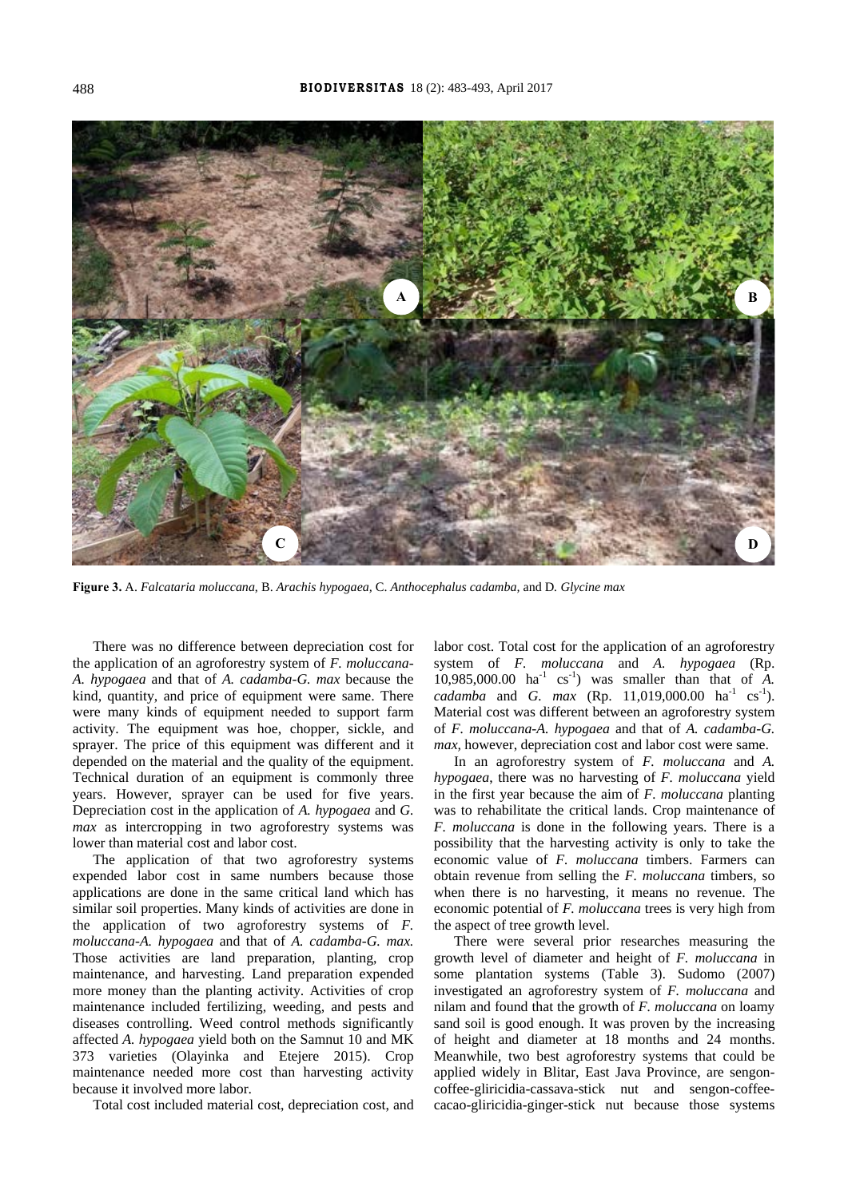**Figure 3.** A. *Falcataria moluccana*, B. *Arachis hypogaea*, C. *Anthocephalus cadamba*, and D. *Glycine max*

There was no difference between depreciation cost for the application of an agroforestry system of *F. moluccana*-*A. hypogaea* and that of *A. cadamba*-*G. max* because the kind, quantity, and price of equipment were same. There were many kinds of equipment needed to support farm activity. The equipment was hoe, chopper, sickle, and sprayer. The price of this equipment was different and it depended on the material and the quality of the equipment. Technical duration of an equipment is commonly three years. However, sprayer can be used for five years. Depreciation cost in the application of *A. hypogaea* and *G. max* as intercropping in two agroforestry systems was lower than material cost and labor cost.

The application of that two agroforestry systems expended labor cost in same numbers because those applications are done in the same critical land which has similar soil properties. Many kinds of activities are done in the application of two agroforestry systems of *F. moluccana*-*A. hypogaea* and that of *A. cadamba*-*G. max.* Those activities are land preparation, planting, crop maintenance, and harvesting. Land preparation expended more money than the planting activity. Activities of crop maintenance included fertilizing, weeding, and pests and diseases controlling. Weed control methods significantly affected *A. hypogaea* yield both on the Samnut 10 and MK 373 varieties (Olayinka and Etejere 2015). Crop maintenance needed more cost than harvesting activity because it involved more labor.

Total cost included material cost, depreciation cost, and labor cost. Total cost for the application of an agroforestry system of *F. moluccana* and *A. hypogaea* (Rp. 10,985,000.00 $ha^{-1}$ $cs^{-1}$) was smaller than that of *A. cadamba* and *G. max* (Rp. 11,019,000.00 $ha^{-1}$ $cs^{-1}$). Material cost was different between an agroforestry system of *F. moluccana*-*A. hypogaea* and that of *A. cadamba*-*G. max*, however, depreciation cost and labor cost were same.

In an agroforestry system of *F. moluccana* and *A. hypogaea*, there was no harvesting of *F. moluccana* yield in the first year because the aim of *F. moluccana* planting was to rehabilitate the critical lands. Crop maintenance of *F. moluccana* is done in the following years. There is a possibility that the harvesting activity is only to take the economic value of *F. moluccana* timbers. Farmers can obtain revenue from selling the *F. moluccana* timbers, so when there is no harvesting, it means no revenue. The economic potential of *F. moluccana* trees is very high from the aspect of tree growth level.

There were several prior researches measuring the growth level of diameter and height of *F. moluccana* in some plantation systems (Table 3). Sudomo (2007) investigated an agroforestry system of *F. moluccana* and nilam and found that the growth of *F. moluccana* on loamy sand soil is good enough. It was proven by the increasing of height and diameter at 18 months and 24 months. Meanwhile, two best agroforestry systems that could be applied widely in Blitar, East Java Province, are sengon-coffee-gliricidia-cassava-stick nut and sengon-coffee-cacao-gliricidia-ginger-stick nut because those systems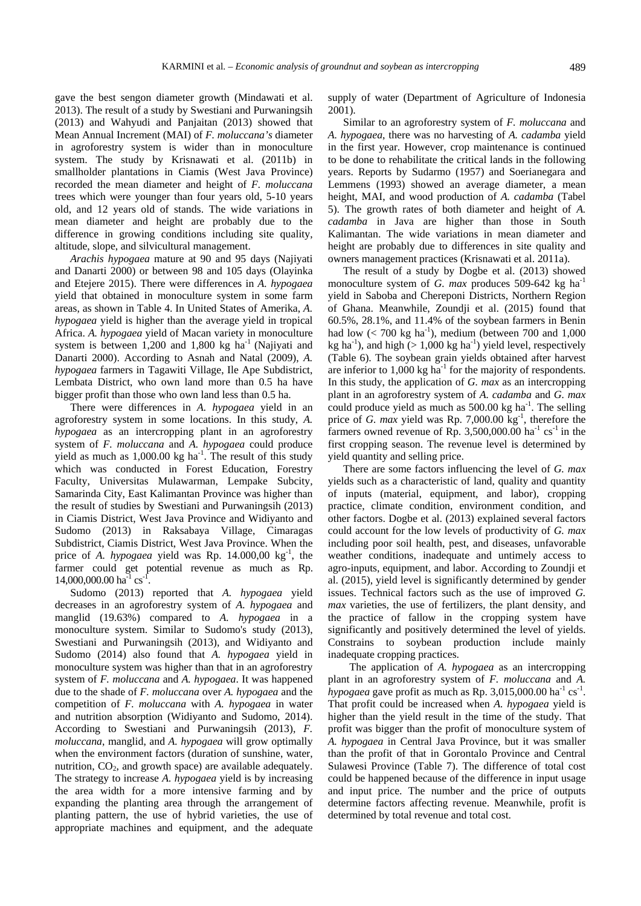gave the best sengon diameter growth (Mindawati et al. 2013). The result of a study by Swestiani and Purwaningsih (2013) and Wahyudi and Panjaitan (2013) showed that Mean Annual Increment (MAI) of *F. moluccana's* diameter in agroforestry system is wider than in monoculture system. The study by Krisnawati et al. (2011b) in smallholder plantations in Ciamis (West Java Province) recorded the mean diameter and height of *F. moluccana* trees which were younger than four years old, 5-10 years old, and 12 years old of stands. The wide variations in mean diameter and height are probably due to the difference in growing conditions including site quality, altitude, slope, and silvicultural management.

*Arachis hypogaea* mature at 90 and 95 days (Najiyati and Danarti 2000) or between 98 and 105 days (Olayinka and Etejere 2015). There were differences in *A. hypogaea* yield that obtained in monoculture system in some farm areas, as shown in Table 4. In United States of Amerika, *A. hypogaea* yield is higher than the average yield in tropical Africa. *A. hypogaea* yield of Macan variety in monoculture system is between 1,200 and 1,800 kg ha$^{-1}$ (Najiyati and Danarti 2000). According to Asnah and Natal (2009), *A. hypogaea* farmers in Tagawiti Village, Ile Ape Subdistrict, Lembata District, who own land more than 0.5 ha have bigger profit than those who own land less than 0.5 ha.

There were differences in *A. hypogaea* yield in an agroforestry system in some locations. In this study, *A. hypogaea* as an intercropping plant in an agroforestry system of *F. moluccana* and *A. hypogaea* could produce yield as much as 1,000.00 kg ha$^{-1}$. The result of this study which was conducted in Forest Education, Forestry Faculty, Universitas Mulawarman, Lempake Subcity, Samarinda City, East Kalimantan Province was higher than the result of studies by Swestiani and Purwaningsih (2013) in Ciamis District, West Java Province and Widiyanto and Sudomo (2013) in Raksabaya Village, Cimaragas Subdistrict, Ciamis District, West Java Province. When the price of *A. hypogaea* yield was Rp. 14.000,00 kg$^{-1}$, the farmer could get potential revenue as much as Rp. 14,000,000.00 ha$^{-1}$ cs$^{-1}$.

Sudomo (2013) reported that *A. hypogaea* yield decreases in an agroforestry system of *A. hypogaea* and manglid (19.63%) compared to *A. hypogaea* in a monoculture system. Similar to Sudomo's study (2013), Swestiani and Purwaningsih (2013), and Widiyanto and Sudomo (2014) also found that *A. hypogaea* yield in monoculture system was higher than that in an agroforestry system of *F. moluccana* and *A. hypogaea*. It was happened due to the shade of *F. moluccana* over *A. hypogaea* and the competition of *F. moluccana* with *A. hypogaea* in water and nutrition absorption (Widiyanto and Sudomo, 2014). According to Swestiani and Purwaningsih (2013), *F. moluccana*, manglid, and *A. hypogaea* will grow optimally when the environment factors (duration of sunshine, water, nutrition, $CO_2$, and growth space) are available adequately. The strategy to increase *A. hypogaea* yield is by increasing the area width for a more intensive farming and by expanding the planting area through the arrangement of planting pattern, the use of hybrid varieties, the use of appropriate machines and equipment, and the adequate supply of water (Department of Agriculture of Indonesia 2001).

Similar to an agroforestry system of *F. moluccana* and *A. hypogaea*, there was no harvesting of *A. cadamba* yield in the first year. However, crop maintenance is continued to be done to rehabilitate the critical lands in the following years. Reports by Sudarmo (1957) and Soerianegara and Lemmens (1993) showed an average diameter, a mean height, MAI, and wood production of *A. cadamba* (Tabel 5). The growth rates of both diameter and height of *A. cadamba* in Java are higher than those in South Kalimantan. The wide variations in mean diameter and height are probably due to differences in site quality and owners management practices (Krisnawati et al. 2011a).

The result of a study by Dogbe et al. (2013) showed monoculture system of *G. max* produces 509-642 kg ha$^{-1}$ yield in Saboba and Chereponi Districts, Northern Region of Ghana. Meanwhile, Zoundji et al. (2015) found that 60.5%, 28.1%, and 11.4% of the soybean farmers in Benin had low (< 700 kg ha$^{-1}$), medium (between 700 and 1,000 kg ha$^{-1}$), and high (> 1,000 kg ha$^{-1}$) yield level, respectively (Table 6). The soybean grain yields obtained after harvest are inferior to 1,000 kg ha$^{-1}$ for the majority of respondents. In this study, the application of *G. max* as an intercropping plant in an agroforestry system of *A. cadamba* and *G. max* could produce yield as much as 500.00 kg ha$^{-1}$. The selling price of *G. max* yield was Rp. 7,000.00 kg$^{-1}$, therefore the farmers owned revenue of Rp. 3,500,000.00 ha$^{-1}$ cs$^{-1}$ in the first cropping season. The revenue level is determined by yield quantity and selling price.

There are some factors influencing the level of *G. max* yields such as a characteristic of land, quality and quantity of inputs (material, equipment, and labor), cropping practice, climate condition, environment condition, and other factors. Dogbe et al. (2013) explained several factors could account for the low levels of productivity of *G. max* including poor soil health, pest, and diseases, unfavorable weather conditions, inadequate and untimely access to agro-inputs, equipment, and labor. According to Zoundji et al. (2015), yield level is significantly determined by gender issues. Technical factors such as the use of improved *G. max* varieties, the use of fertilizers, the plant density, and the practice of fallow in the cropping system have significantly and positively determined the level of yields. Constrains to soybean production include mainly inadequate cropping practices.

The application of *A. hypogaea* as an intercropping plant in an agroforestry system of *F. moluccana* and *A. hypogaea* gave profit as much as Rp. 3,015,000.00 ha$^{-1}$ cs$^{-1}$. That profit could be increased when *A. hypogaea* yield is higher than the yield result in the time of the study. That profit was bigger than the profit of monoculture system of *A. hypogaea* in Central Java Province, but it was smaller than the profit of that in Gorontalo Province and Central Sulawesi Province (Table 7). The difference of total cost could be happened because of the difference in input usage and input price. The number and the price of outputs determine factors affecting revenue. Meanwhile, profit is determined by total revenue and total cost.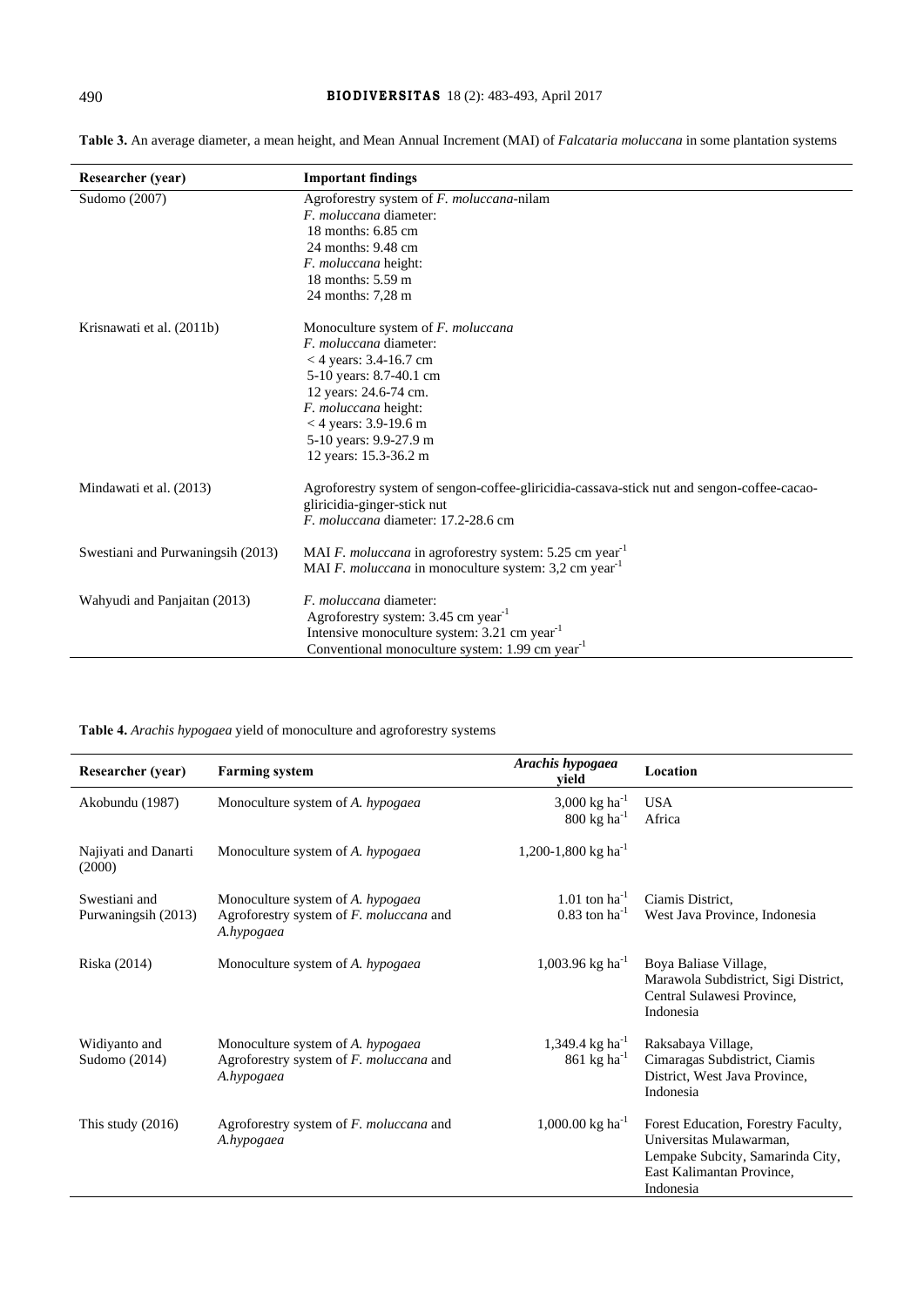**Table 3.** An average diameter, a mean height, and Mean Annual Increment (MAI) of *Falcataria moluccana* in some plantation systems

| Researcher (year) | Important findings |
|---|---|
| Sudomo (2007) | Agroforestry system of *F. moluccana*-nilam<br>*F. moluccana* diameter:<br>18 months: 6.85 cm<br>24 months: 9.48 cm<br>*F. moluccana* height:<br>18 months: 5.59 m<br>24 months: 7,28 m |
| Krisnawati et al. (2011b) | Monoculture system of *F. moluccana*<br>*F. moluccana* diameter:<br>< 4 years: 3.4-16.7 cm<br>5-10 years: 8.7-40.1 cm<br>12 years: 24.6-74 cm.<br>*F. moluccana* height:<br>< 4 years: 3.9-19.6 m<br>5-10 years: 9.9-27.9 m<br>12 years: 15.3-36.2 m |
| Mindawati et al. (2013) | Agroforestry system of sengon-coffee-gliricidia-cassava-stick nut and sengon-coffee-cacao-gliricidia-ginger-stick nut<br>*F. moluccana* diameter: 17.2-28.6 cm |
| Swestiani and Purwaningsih (2013) | MAI *F. moluccana* in agroforestry system: 5.25 cm $year^{-1}$<br>MAI *F. moluccana* in monoculture system: 3,2 cm $year^{-1}$ |
| Wahyudi and Panjaitan (2013) | *F. moluccana* diameter:<br>Agroforestry system: 3.45 cm $year^{-1}$<br>Intensive monoculture system: 3.21 cm $year^{-1}$<br>Conventional monoculture system: 1.99 cm $year^{-1}$ |

**Table 4.** *Arachis hypogaea* yield of monoculture and agroforestry systems

| Researcher (year) | Farming system | *Arachis hypogaea* yield | Location |
|---|---|---|---|
| Akobundu (1987) | Monoculture system of *A. hypogaea* | 3,000 kg $ha^{-1}$<br>800 kg $ha^{-1}$ | USA<br>Africa |
| Najiyati and Danarti (2000) | Monoculture system of *A. hypogaea* | 1,200-1,800 kg $ha^{-1}$ | |
| Swestiani and Purwaningsih (2013) | Monoculture system of *A. hypogaea*<br>Agroforestry system of *F. moluccana* and *A.hypogaea* | 1.01 ton $ha^{-1}$<br>0.83 ton $ha^{-1}$ | Ciamis District,<br>West Java Province, Indonesia |
| Riska (2014) | Monoculture system of *A. hypogaea* | 1,003.96 kg $ha^{-1}$ | Boya Baliase Village, Marawola Subdistrict, Sigi District, Central Sulawesi Province, Indonesia |
| Widiyanto and Sudomo (2014) | Monoculture system of *A. hypogaea*<br>Agroforestry system of *F. moluccana* and *A.hypogaea* | 1,349.4 kg $ha^{-1}$<br>861 kg $ha^{-1}$ | Raksabaya Village, Cimaragas Subdistrict, Ciamis District, West Java Province, Indonesia |
| This study (2016) | Agroforestry system of *F. moluccana* and *A.hypogaea* | 1,000.00 kg $ha^{-1}$ | Forest Education, Forestry Faculty, Universitas Mulawarman, Lempake Subcity, Samarinda City, East Kalimantan Province, Indonesia |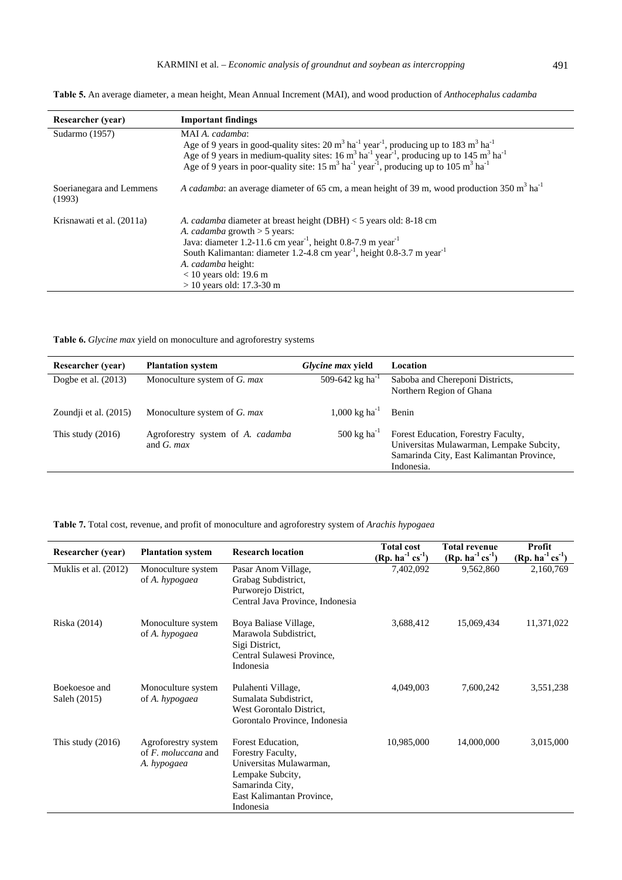**Table 5.** An average diameter, a mean height, Mean Annual Increment (MAI), and wood production of *Anthocephalus cadamba*

| Researcher (year) | Important findings |
|---|---|
| Sudarmo (1957) | MAI *A. cadamba*:<br>Age of 9 years in good-quality sites: 20 $m^3$ $ha^{-1}$ $year^{-1}$, producing up to 183 $m^3$ $ha^{-1}$<br>Age of 9 years in medium-quality sites: 16 $m^3$ $ha^{-1}$ $year^{-1}$, producing up to 145 $m^3$ $ha^{-1}$<br>Age of 9 years in poor-quality site: 15 $m^3$ $ha^{-1}$ $year^{-1}$, producing up to 105 $m^3$ $ha^{-1}$ |
| Soerianegara and Lemmens (1993) | *A cadamba*: an average diameter of 65 cm, a mean height of 39 m, wood production 350 $m^3$ $ha^{-1}$ |
| Krisnawati et al. (2011a) | *A. cadamba* diameter at breast height (DBH) < 5 years old: 8-18 cm<br>*A. cadamba* growth > 5 years:<br>Java: diameter 1.2-11.6 cm $year^{-1}$, height 0.8-7.9 m $year^{-1}$<br>South Kalimantan: diameter 1.2-4.8 cm $year^{-1}$, height 0.8-3.7 m $year^{-1}$<br>*A. cadamba* height:<br>< 10 years old: 19.6 m<br>> 10 years old: 17.3-30 m |

**Table 6.** *Glycine max* yield on monoculture and agroforestry systems

| Researcher (year) | Plantation system | *Glycine max* yield | Location |
|---|---|---|---|
| Dogbe et al. (2013) | Monoculture system of *G. max* | 509-642 kg $ha^{-1}$ | Saboba and Chereponi Districts, Northern Region of Ghana |
| Zoundji et al. (2015) | Monoculture system of *G. max* | 1,000 kg $ha^{-1}$ | Benin |
| This study (2016) | Agroforestry system of *A. cadamba* and *G. max* | 500 kg $ha^{-1}$ | Forest Education, Forestry Faculty, Universitas Mulawarman, Lempake Subcity, Samarinda City, East Kalimantan Province, Indonesia. |

**Table 7.** Total cost, revenue, and profit of monoculture and agroforestry system of *Arachis hypogaea*

| Researcher (year) | Plantation system | Research location | Total cost (Rp. $ha^{-1}$ $cs^{-1}$) | Total revenue (Rp. $ha^{-1}$ $cs^{-1}$) | Profit (Rp. $ha^{-1}$ $cs^{-1}$) |
|---|---|---|---|---|---|
| Muklis et al. (2012) | Monoculture system of *A. hypogaea* | Pasar Anom Village, Grabag Subdistrict, Purworejo District, Central Java Province, Indonesia | 7,402,092 | 9,562,860 | 2,160,769 |
| Riska (2014) | Monoculture system of *A. hypogaea* | Boya Baliase Village, Marawola Subdistrict, Sigi District, Central Sulawesi Province, Indonesia | 3,688,412 | 15,069,434 | 11,371,022 |
| Boekoesoe and Saleh (2015) | Monoculture system of *A. hypogaea* | Pulahenti Village, Sumalata Subdistrict, West Gorontalo District, Gorontalo Province, Indonesia | 4,049,003 | 7,600,242 | 3,551,238 |
| This study (2016) | Agroforestry system of *F. moluccana* and *A. hypogaea* | Forest Education, Forestry Faculty, Universitas Mulawarman, Lempake Subcity, Samarinda City, East Kalimantan Province, Indonesia | 10,985,000 | 14,000,000 | 3,015,000 |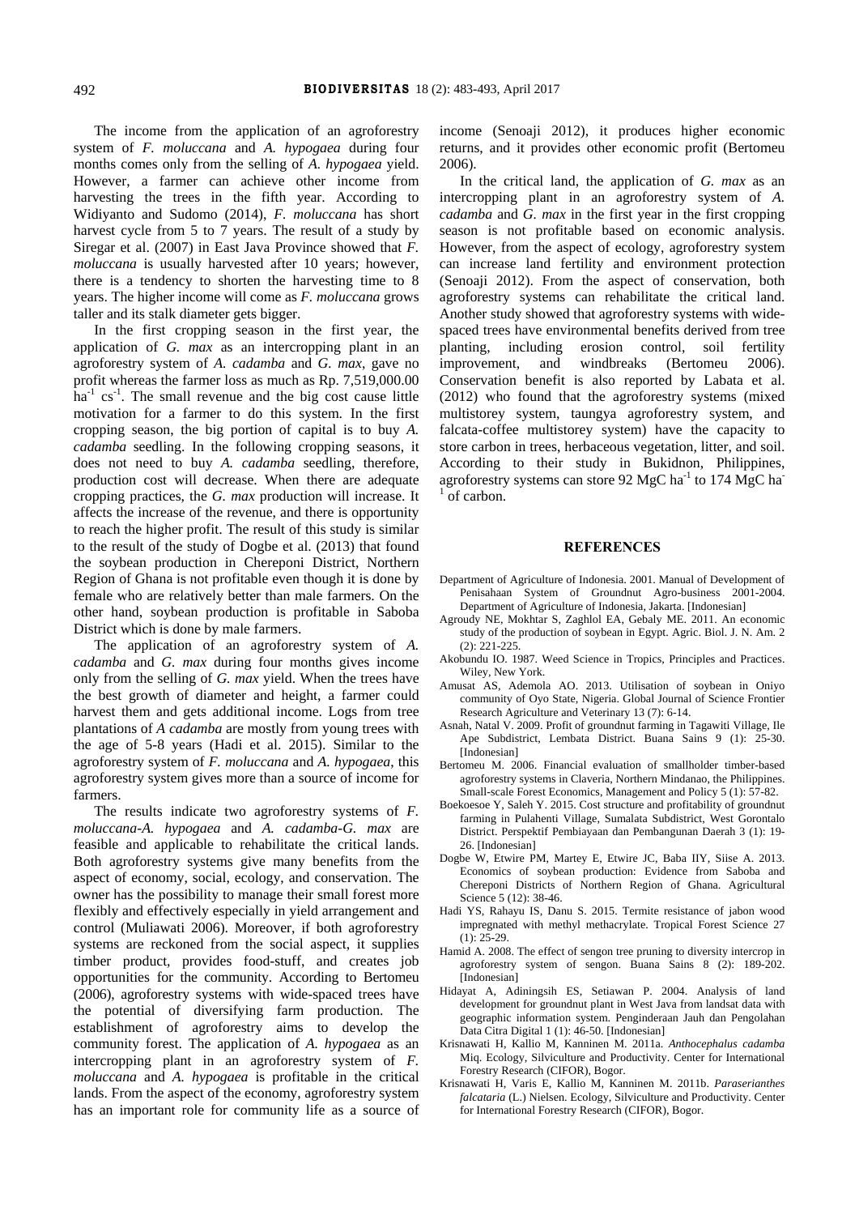The income from the application of an agroforestry system of *F. moluccana* and *A. hypogaea* during four months comes only from the selling of *A. hypogaea* yield. However, a farmer can achieve other income from harvesting the trees in the fifth year. According to Widiyanto and Sudomo (2014), *F. moluccana* has short harvest cycle from 5 to 7 years. The result of a study by Siregar et al. (2007) in East Java Province showed that *F. moluccana* is usually harvested after 10 years; however, there is a tendency to shorten the harvesting time to 8 years. The higher income will come as *F. moluccana* grows taller and its stalk diameter gets bigger.

In the first cropping season in the first year, the application of *G. max* as an intercropping plant in an agroforestry system of *A. cadamba* and *G. max*, gave no profit whereas the farmer loss as much as Rp. 7,519,000.00 $ha^{-1}$ $cs^{-1}$. The small revenue and the big cost cause little motivation for a farmer to do this system. In the first cropping season, the big portion of capital is to buy *A. cadamba* seedling. In the following cropping seasons, it does not need to buy *A. cadamba* seedling, therefore, production cost will decrease. When there are adequate cropping practices, the *G. max* production will increase. It affects the increase of the revenue, and there is opportunity to reach the higher profit. The result of this study is similar to the result of the study of Dogbe et al. (2013) that found the soybean production in Chereponi District, Northern Region of Ghana is not profitable even though it is done by female who are relatively better than male farmers. On the other hand, soybean production is profitable in Saboba District which is done by male farmers.

The application of an agroforestry system of *A. cadamba* and *G. max* during four months gives income only from the selling of *G. max* yield. When the trees have the best growth of diameter and height, a farmer could harvest them and gets additional income. Logs from tree plantations of *A cadamba* are mostly from young trees with the age of 5-8 years (Hadi et al. 2015). Similar to the agroforestry system of *F. moluccana* and *A. hypogaea*, this agroforestry system gives more than a source of income for farmers.

The results indicate two agroforestry systems of *F. moluccana-A. hypogaea* and *A. cadamba-G. max* are feasible and applicable to rehabilitate the critical lands. Both agroforestry systems give many benefits from the aspect of economy, social, ecology, and conservation. The owner has the possibility to manage their small forest more flexibly and effectively especially in yield arrangement and control (Muliawati 2006). Moreover, if both agroforestry systems are reckoned from the social aspect, it supplies timber product, provides food-stuff, and creates job opportunities for the community. According to Bertomeu (2006), agroforestry systems with wide-spaced trees have the potential of diversifying farm production. The establishment of agroforestry aims to develop the community forest. The application of *A. hypogaea* as an intercropping plant in an agroforestry system of *F. moluccana* and *A. hypogaea* is profitable in the critical lands. From the aspect of the economy, agroforestry system has an important role for community life as a source of income (Senoaji 2012), it produces higher economic returns, and it provides other economic profit (Bertomeu 2006).

In the critical land, the application of *G. max* as an intercropping plant in an agroforestry system of *A. cadamba* and *G. max* in the first year in the first cropping season is not profitable based on economic analysis. However, from the aspect of ecology, agroforestry system can increase land fertility and environment protection (Senoaji 2012). From the aspect of conservation, both agroforestry systems can rehabilitate the critical land. Another study showed that agroforestry systems with wide-spaced trees have environmental benefits derived from tree planting, including erosion control, soil fertility improvement, and windbreaks (Bertomeu 2006). Conservation benefit is also reported by Labata et al. (2012) who found that the agroforestry systems (mixed multistorey system, taungya agroforestry system, and falcata-coffee multistorey system) have the capacity to store carbon in trees, herbaceous vegetation, litter, and soil. According to their study in Bukidnon, Philippines, agroforestry systems can store 92 MgC $ha^{-1}$ to 174 MgC $ha^{-1}$ of carbon.

## REFERENCES

Department of Agriculture of Indonesia. 2001. Manual of Development of Penisahaan System of Groundnut Agro-business 2001-2004. Department of Agriculture of Indonesia, Jakarta. [Indonesian]

Agroudy NE, Mokhtar S, Zaghlol EA, Gebaly ME. 2011. An economic study of the production of soybean in Egypt. Agric. Biol. J. N. Am. 2 (2): 221-225.

Akobundu IO. 1987. Weed Science in Tropics, Principles and Practices. Wiley, New York.

Amusat AS, Ademola AO. 2013. Utilisation of soybean in Oniyo community of Oyo State, Nigeria. Global Journal of Science Frontier Research Agriculture and Veterinary 13 (7): 6-14.

Asnah, Natal V. 2009. Profit of groundnut farming in Tagawiti Village, Ile Ape Subdistrict, Lembata District. Buana Sains 9 (1): 25-30. [Indonesian]

Bertomeu M. 2006. Financial evaluation of smallholder timber-based agroforestry systems in Claveria, Northern Mindanao, the Philippines. Small-scale Forest Economics, Management and Policy 5 (1): 57-82.

Boekoesoe Y, Saleh Y. 2015. Cost structure and profitability of groundnut farming in Pulahenti Village, Sumalata Subdistrict, West Gorontalo District. Perspektif Pembiayaan dan Pembangunan Daerah 3 (1): 19-26. [Indonesian]

Dogbe W, Etwire PM, Martey E, Etwire JC, Baba IIY, Siise A. 2013. Economics of soybean production: Evidence from Saboba and Chereponi Districts of Northern Region of Ghana. Agricultural Science 5 (12): 38-46.

Hadi YS, Rahayu IS, Danu S. 2015. Termite resistance of jabon wood impregnated with methyl methacrylate. Tropical Forest Science 27 (1): 25-29.

Hamid A. 2008. The effect of sengon tree pruning to diversity intercrop in agroforestry system of sengon. Buana Sains 8 (2): 189-202. [Indonesian]

Hidayat A, Adiningsih ES, Setiawan P. 2004. Analysis of land development for groundnut plant in West Java from landsat data with geographic information system. Penginderaan Jauh dan Pengolahan Data Citra Digital 1 (1): 46-50. [Indonesian]

Krisnawati H, Kallio M, Kanninen M. 2011a. *Anthocephalus cadamba* Miq. Ecology, Silviculture and Productivity. Center for International Forestry Research (CIFOR), Bogor.

Krisnawati H, Varis E, Kallio M, Kanninen M. 2011b. *Paraserianthes falcataria* (L.) Nielsen. Ecology, Silviculture and Productivity. Center for International Forestry Research (CIFOR), Bogor.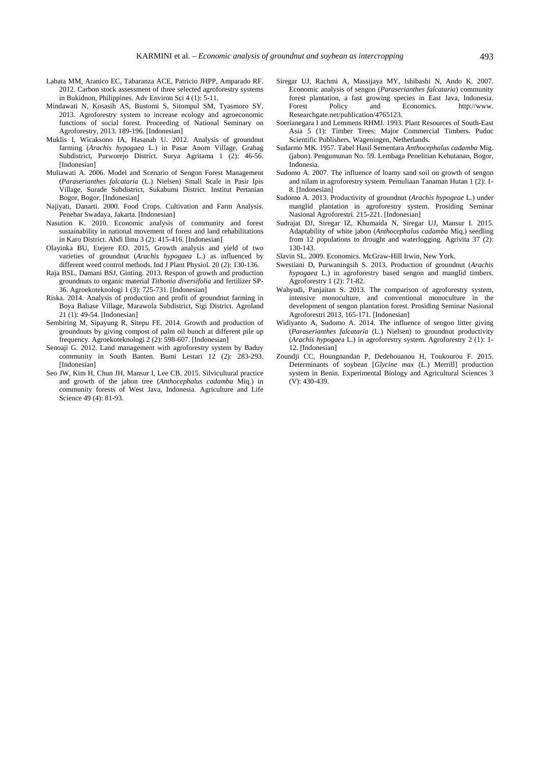Labata MM, Aranico EC, Tabaranza ACE, Patricio JHPP, Amparado RF. 2012. Carbon stock assessment of three selected agroforestry systems in Bukidnon, Philippines. Adv Environ Sci 4 (1): 5-11.

Mindawati N, Kosasih AS, Bustomi S, Sitompul SM, Tyasmoro SY. 2013. Agroforestry system to increase ecology and agroeconomic functions of social forest. Proceeding of National Seminary on Agroforestry, 2013. 189-196. [Indonesian]

Muklis I, Wicaksono IA, Hasanah U. 2012. Analysis of groundnut farming (*Arachis hypogaea* L.) in Pasar Anom Village, Grabag Subdistrict, Purworejo District. Surya Agritama 1 (2): 46-56. [Indonesian]

Muliawati A. 2006. Model and Scenario of Sengon Forest Management (*Paraserianthes falcataria* (L.) Nielsen) Small Scale in Pasir Ipis Village, Surade Subdistrict, Sukabumi District. Institut Pertanian Bogor, Bogor. [Indonesian]

Najiyati, Danarti. 2000. Food Crops. Cultivation and Farm Analysis. Penebar Swadaya, Jakarta. [Indonesian]

Nasution K. 2010. Economic analysis of community and forest sustainability in national movement of forest and land rehabilitations in Karo District. Abdi Ilmu 3 (2): 415-416. [Indonesian]

Olayinka BU, Etejere EO. 2015. Growth analysis and yield of two varieties of groundnut (*Arachis hypogaea* L.) as influenced by different weed control methods. Ind J Plant Physiol. 20 (2): 130-136.

Raja BSL, Damani BSJ, Ginting. 2013. Respon of growth and production groundnuts to organic material *Tithonia diversifolia* and fertilizer SP-36. Agroekoteknologi 1 (3): 725-731. [Indonesian]

Riska. 2014. Analysis of production and profit of groundnut farming in Boya Baliase Village, Marawola Subdistrict, Sigi District. Agroland 21 (1): 49-54. [Indonesian]

Sembiring M, Sipayung R, Sitepu FE. 2014. Growth and production of groundnuts by giving compost of palm oil bunch at different pile up frequency. Agroekoteknologi 2 (2): 598-607. [Indonesian]

Senoaji G. 2012. Land management with agroforestry system by Baduy community in South Banten. Bumi Lestari 12 (2): 283-293. [Indonesian]

Seo JW, Kim H, Chun JH, Mansur I, Lee CB. 2015. Silvicultural practice and growth of the jabon tree (*Anthocephalus cadamba* Miq.) in community forests of West Java, Indonesia. Agriculture and Life Science 49 (4): 81-93.

Siregar UJ, Rachmi A, Massijaya MY, Ishibashi N, Ando K. 2007. Economic analysis of sengon (*Paraserianthes falcataria*) community forest plantation, a fast growing species in East Java, Indonesia. Forest Policy and Economics. http://www. Researchgate.net/publication/4765123.

Soerianegara I and Lemmens RHMJ. 1993. Plant Resources of South-East Asia 5 (1): Timber Trees: Major Commercial Timbers. Pudoc Scientific Publishers, Wageningen, Netherlands.

Sudarmo MK. 1957. Tabel Hasil Sementara *Anthocephalus cadamba* Mig. (jabon). Pengumunan No. 59. Lembaga Penelitian Kehutanan, Bogor, Indonesia.

Sudomo A. 2007. The influence of loamy sand soil on growth of sengon and nilam in agroforestry system. Pemuliaan Tanaman Hutan 1 (2): 1-8. [Indonesian]

Sudomo A. 2013. Productivity of groundnut (*Arachis hypogeae* L.) under manglid plantation in agroforestry system. Prosiding Seminar Nasional Agroforestri. 215-221. [Indonesian]

Sudrajat DJ, Siregar IZ, Khumaida N, Siregar UJ, Mansur I. 2015. Adaptability of white jabon (*Anthocephalus cadamba* Miq.) seedling from 12 populations to drought and waterlogging. Agrivita 37 (2): 130-143.

Slavin SL. 2009. Economics. McGraw-Hill Irwin, New York.

Swestiani D, Purwaningsih S. 2013. Production of groundnut (*Arachis hypogaea* L.) in agroforestry based sengon and manglid timbers. Agroforestry 1 (2): 71-82.

Wahyudi, Panjaitan S. 2013. The comparison of agroforestry system, intensive monoculture, and conventional monoculture in the development of sengon plantation forest. Prosiding Seminar Nasional Agroforestri 2013, 165-171. [Indonesian]

Widiyanto A, Sudomo A. 2014. The influence of sengon litter giving (*Paraserianthes falcataria* (L.) Nielsen) to groundnut productivity (*Arachis hypogaea* L.) in agroforestry system. Agroforestry 2 (1): 1-12. [Indonesian]

Zoundji CC, Houngnandan P, Dedehouanou H, Toukourou F. 2015. Determinants of soybean [*Glycine max* (L.) Merrill] production system in Benin. Experimental Biology and Agricultural Sciences 3 (V): 430-439.